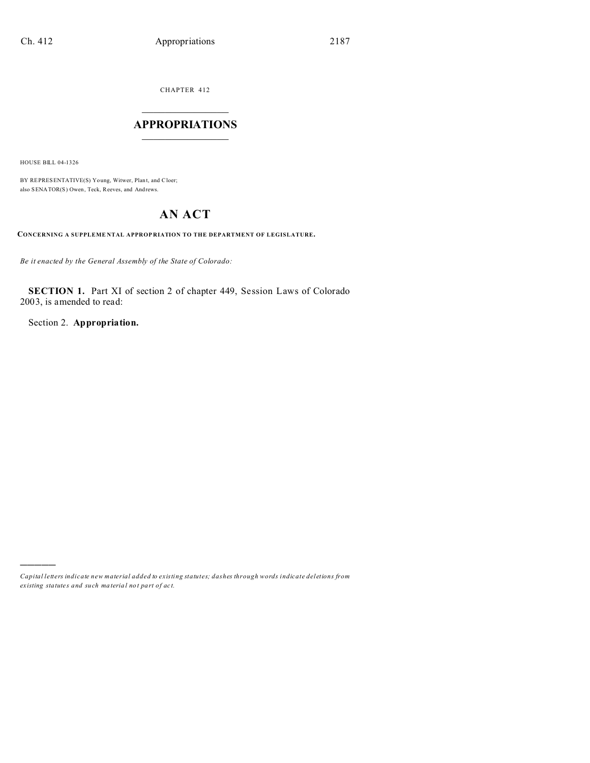CHAPTER 412

# APPROPRIATIONS

HOUSE BILL 04-1326

BY REPRESENTATIVE(S) Young, Witwer, Plant, and Cloer;
also SENATOR(S) Owen, Teck, Reeves, and Andrews.

## AN ACT

**CONCERNING A SUPPLEMENTAL APPROPRIATION TO THE DEPARTMENT OF LEGISLATURE.**

*Be it enacted by the General Assembly of the State of Colorado:*

**SECTION 1.** Part XI of section 2 of chapter 449, Session Laws of Colorado 2003, is amended to read:

Section 2. **Appropriation.**

---

*Capital letters indicate new material added to existing statutes; dashes through words indicate deletions from existing statutes and such material not part of act.*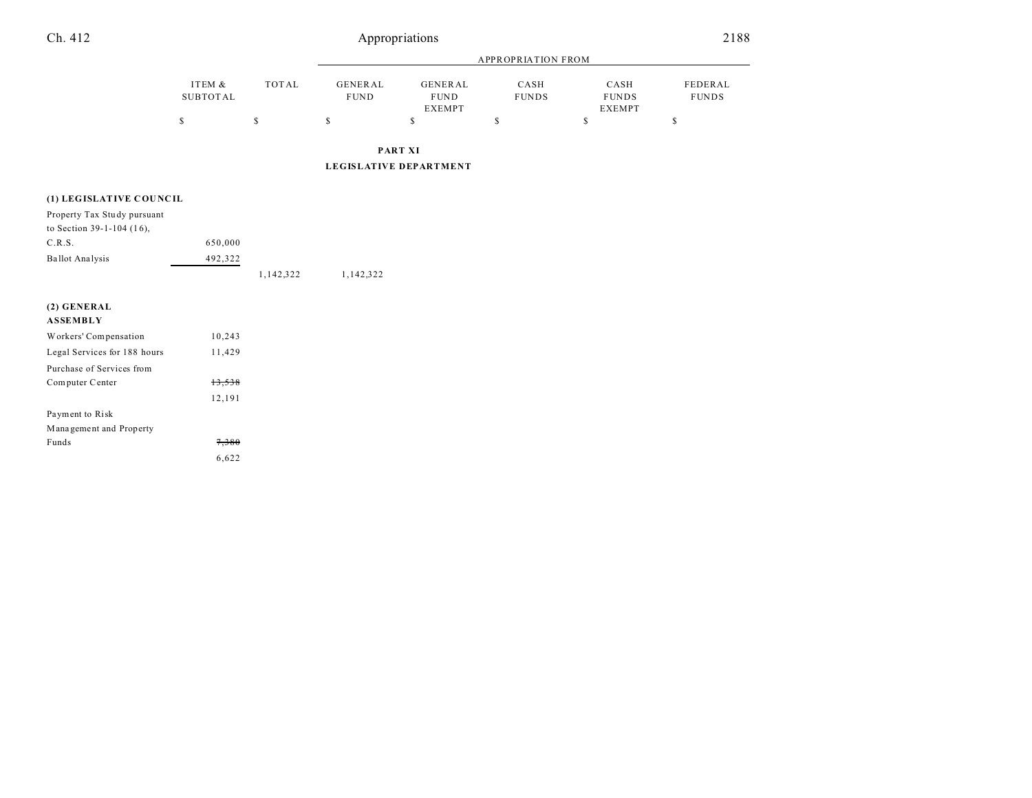| | ITEM & SUBTOTAL | TOTAL | APPROPRIATION FROM | | | | |
|---|---|---|---|---|---|---|---|
| | | | GENERAL FUND | GENERAL FUND EXEMPT | CASH FUNDS | CASH FUNDS EXEMPT | FEDERAL FUNDS |
| | $ | $ | $ | $ | $ | $ | $ |

## PART XI

## LEGISLATIVE DEPARTMENT

| | ITEM & SUBTOTAL | TOTAL | GENERAL FUND | GENERAL FUND EXEMPT | CASH FUNDS | CASH FUNDS EXEMPT | FEDERAL FUNDS |
|---|---|---|---|---|---|---|---|
| **(1) LEGISLATIVE COUNCIL** | | | | | | | |
| Property Tax Study pursuant to Section 39-1-104 (16), C.R.S. | 650,000 | | | | | | |
| Ballot Analysis | 492,322 | | | | | | |
| | | 1,142,322 | 1,142,322 | | | | |
| **(2) GENERAL ASSEMBLY** | | | | | | | |
| Workers' Compensation | 10,243 | | | | | | |
| Legal Services for 188 hours | 11,429 | | | | | | |
| Purchase of Services from Computer Center | ~~13,538~~ 12,191 | | | | | | |
| Payment to Risk Management and Property Funds | ~~7,380~~ 6,622 | | | | | | |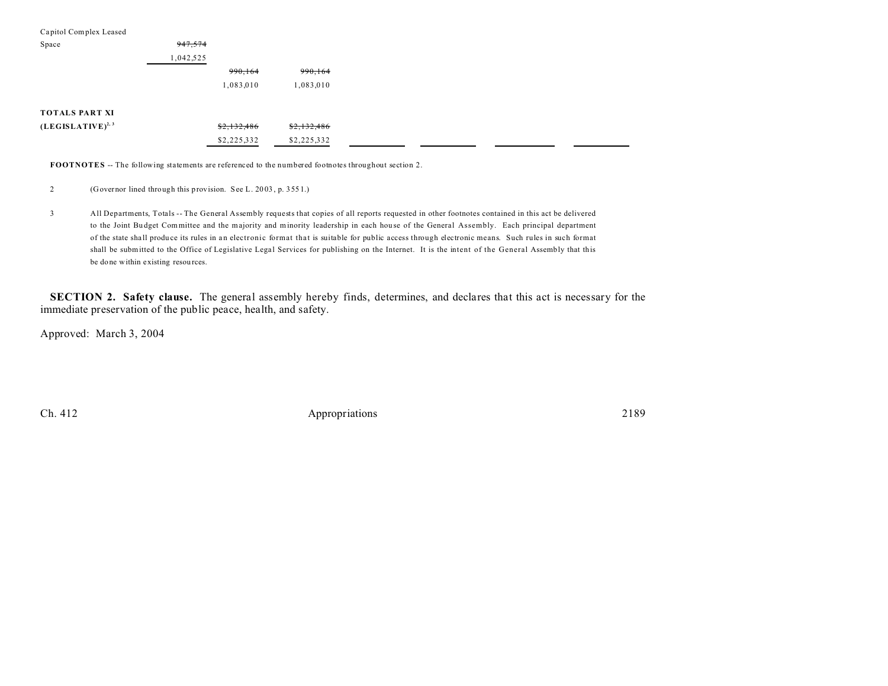| | | | | | | | |
|---|---|---|---|---|---|---|---|
| Capitol Complex Leased Space | ~~947,574~~<br>1,042,525 | | | | | | |
| | | ~~990,164~~<br>1,083,010 | ~~990,164~~<br>1,083,010 | | | | |
| **TOTALS PART XI (LEGISLATIVE)**[2, 3] | | ~~$2,132,486~~<br>$2,225,332 | ~~$2,132,486~~<br>$2,225,332 | | | | |

**FOOTNOTES** -- The following statements are referenced to the numbered footnotes throughout section 2.

2 (Governor lined through this provision. See L. 2003, p. 3551.)

3 All Departments, Totals -- The General Assembly requests that copies of all reports requested in other footnotes contained in this act be delivered to the Joint Budget Committee and the majority and minority leadership in each house of the General Assembly. Each principal department of the state shall produce its rules in an electronic format that is suitable for public access through electronic means. Such rules in such format shall be submitted to the Office of Legislative Legal Services for publishing on the Internet. It is the intent of the General Assembly that this be done within existing resources.

**SECTION 2. Safety clause.** The general assembly hereby finds, determines, and declares that this act is necessary for the immediate preservation of the public peace, health, and safety.

Approved: March 3, 2004